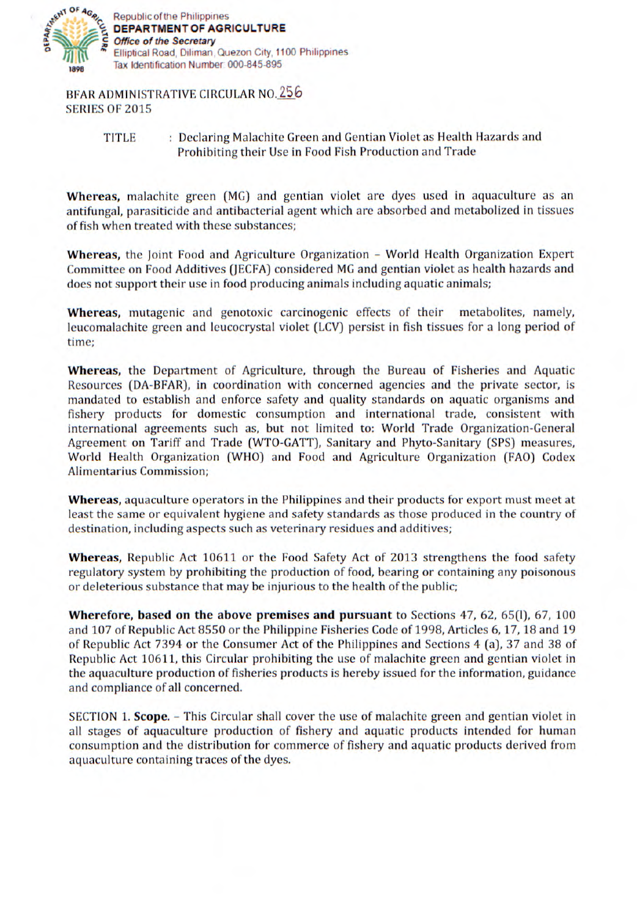Republic of the Philippines
**DEPARTMENT OF AGRICULTURE**
*Office of the Secretary*
Elliptical Road, Diliman, Quezon City, 1100 Philippines
Tax Identification Number 000-845-895

BFAR ADMINISTRATIVE CIRCULAR NO. 256
SERIES OF 2015

TITLE : Declaring Malachite Green and Gentian Violet as Health Hazards and Prohibiting their Use in Food Fish Production and Trade

**Whereas,** malachite green (MG) and gentian violet are dyes used in aquaculture as an antifungal, parasiticide and antibacterial agent which are absorbed and metabolized in tissues of fish when treated with these substances;

**Whereas,** the Joint Food and Agriculture Organization – World Health Organization Expert Committee on Food Additives (JECFA) considered MG and gentian violet as health hazards and does not support their use in food producing animals including aquatic animals;

**Whereas,** mutagenic and genotoxic carcinogenic effects of their metabolites, namely, leucomalachite green and leucocrystal violet (LCV) persist in fish tissues for a long period of time;

**Whereas,** the Department of Agriculture, through the Bureau of Fisheries and Aquatic Resources (DA-BFAR), in coordination with concerned agencies and the private sector, is mandated to establish and enforce safety and quality standards on aquatic organisms and fishery products for domestic consumption and international trade, consistent with international agreements such as, but not limited to: World Trade Organization-General Agreement on Tariff and Trade (WTO-GATT), Sanitary and Phyto-Sanitary (SPS) measures, World Health Organization (WHO) and Food and Agriculture Organization (FAO) Codex Alimentarius Commission;

**Whereas,** aquaculture operators in the Philippines and their products for export must meet at least the same or equivalent hygiene and safety standards as those produced in the country of destination, including aspects such as veterinary residues and additives;

**Whereas,** Republic Act 10611 or the Food Safety Act of 2013 strengthens the food safety regulatory system by prohibiting the production of food, bearing or containing any poisonous or deleterious substance that may be injurious to the health of the public;

**Wherefore, based on the above premises and pursuant** to Sections 47, 62, 65(l), 67, 100 and 107 of Republic Act 8550 or the Philippine Fisheries Code of 1998, Articles 6, 17, 18 and 19 of Republic Act 7394 or the Consumer Act of the Philippines and Sections 4 (a), 37 and 38 of Republic Act 10611, this Circular prohibiting the use of malachite green and gentian violet in the aquaculture production of fisheries products is hereby issued for the information, guidance and compliance of all concerned.

SECTION 1. **Scope.** – This Circular shall cover the use of malachite green and gentian violet in all stages of aquaculture production of fishery and aquatic products intended for human consumption and the distribution for commerce of fishery and aquatic products derived from aquaculture containing traces of the dyes.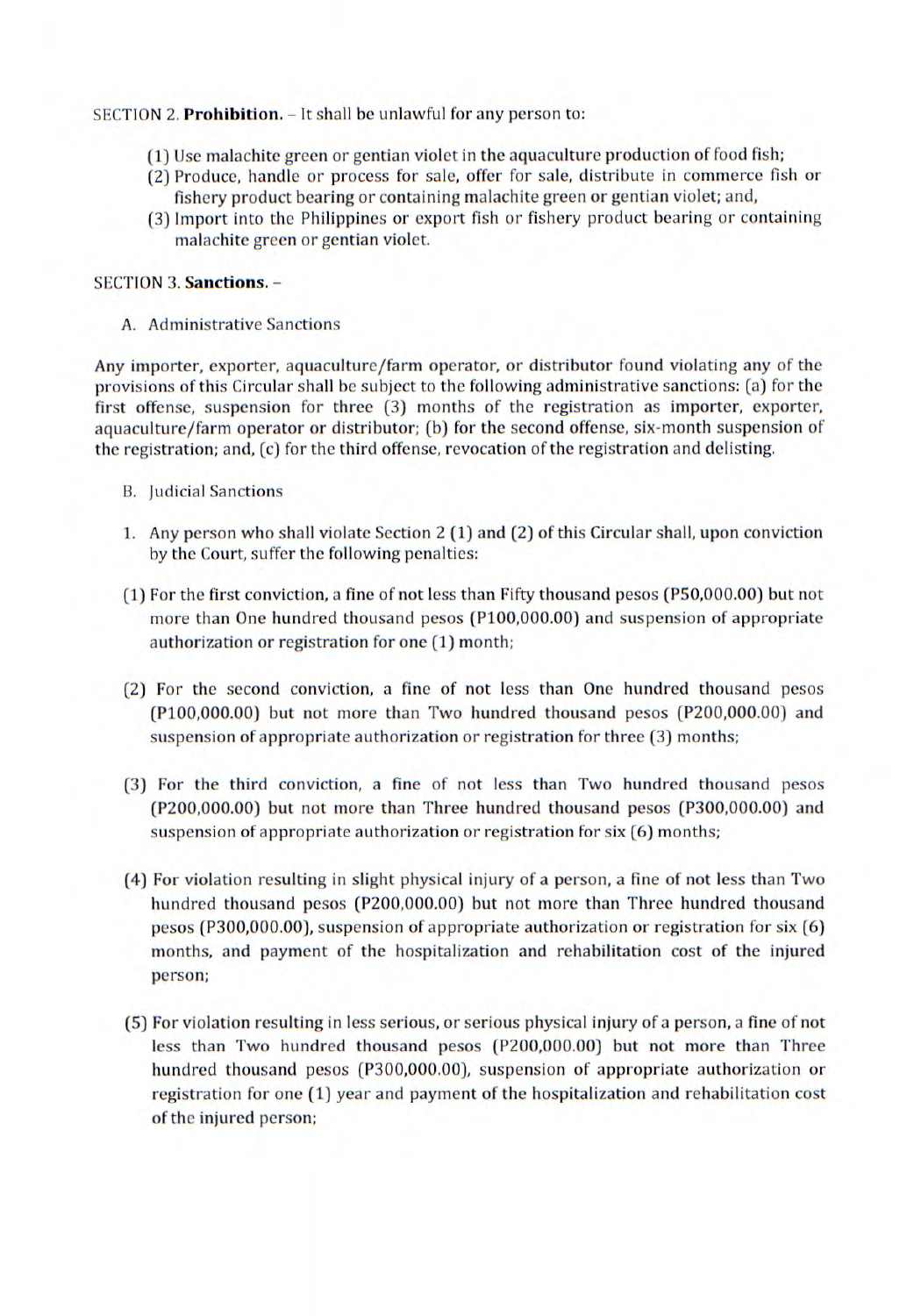SECTION 2. **Prohibition.** – It shall be unlawful for any person to:

(1) Use malachite green or gentian violet in the aquaculture production of food fish;
(2) Produce, handle or process for sale, offer for sale, distribute in commerce fish or fishery product bearing or containing malachite green or gentian violet; and,
(3) Import into the Philippines or export fish or fishery product bearing or containing malachite green or gentian violet.

SECTION 3. **Sanctions.** –

A. Administrative Sanctions

Any importer, exporter, aquaculture/farm operator, or distributor found violating any of the provisions of this Circular shall be subject to the following administrative sanctions: (a) for the first offense, suspension for three (3) months of the registration as importer, exporter, aquaculture/farm operator or distributor; (b) for the second offense, six-month suspension of the registration; and, (c) for the third offense, revocation of the registration and delisting.

B. Judicial Sanctions

1. Any person who shall violate Section 2 (1) and (2) of this Circular shall, upon conviction by the Court, suffer the following penalties:

(1) For the first conviction, a fine of not less than Fifty thousand pesos (P50,000.00) but not more than One hundred thousand pesos (P100,000.00) and suspension of appropriate authorization or registration for one (1) month;

(2) For the second conviction, a fine of not less than One hundred thousand pesos (P100,000.00) but not more than Two hundred thousand pesos (P200,000.00) and suspension of appropriate authorization or registration for three (3) months;

(3) For the third conviction, a fine of not less than Two hundred thousand pesos (P200,000.00) but not more than Three hundred thousand pesos (P300,000.00) and suspension of appropriate authorization or registration for six (6) months;

(4) For violation resulting in slight physical injury of a person, a fine of not less than Two hundred thousand pesos (P200,000.00) but not more than Three hundred thousand pesos (P300,000.00), suspension of appropriate authorization or registration for six (6) months, and payment of the hospitalization and rehabilitation cost of the injured person;

(5) For violation resulting in less serious, or serious physical injury of a person, a fine of not less than Two hundred thousand pesos (P200,000.00) but not more than Three hundred thousand pesos (P300,000.00), suspension of appropriate authorization or registration for one (1) year and payment of the hospitalization and rehabilitation cost of the injured person;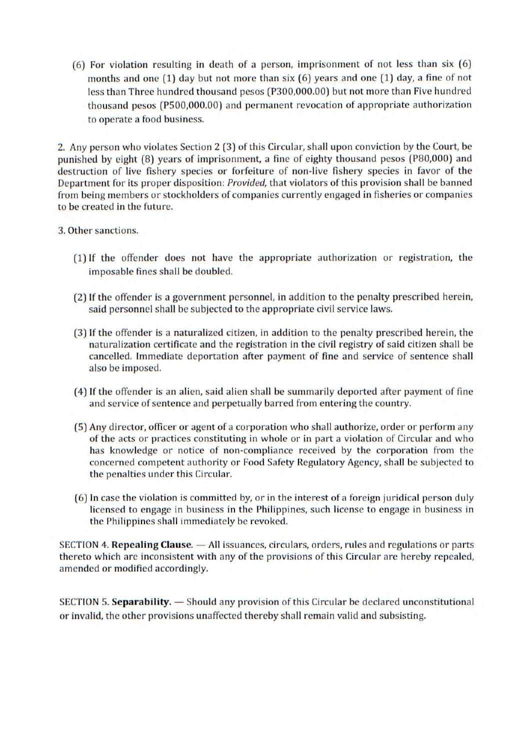(6) For violation resulting in death of a person, imprisonment of not less than six (6) months and one (1) day but not more than six (6) years and one (1) day, a fine of not less than Three hundred thousand pesos (P300,000.00) but not more than Five hundred thousand pesos (P500,000.00) and permanent revocation of appropriate authorization to operate a food business.

2. Any person who violates Section 2 (3) of this Circular, shall upon conviction by the Court, be punished by eight (8) years of imprisonment, a fine of eighty thousand pesos (P80,000) and destruction of live fishery species or forfeiture of non-live fishery species in favor of the Department for its proper disposition: *Provided,* that violators of this provision shall be banned from being members or stockholders of companies currently engaged in fisheries or companies to be created in the future.

3. Other sanctions.

(1) If the offender does not have the appropriate authorization or registration, the imposable fines shall be doubled.

(2) If the offender is a government personnel, in addition to the penalty prescribed herein, said personnel shall be subjected to the appropriate civil service laws.

(3) If the offender is a naturalized citizen, in addition to the penalty prescribed herein, the naturalization certificate and the registration in the civil registry of said citizen shall be cancelled. Immediate deportation after payment of fine and service of sentence shall also be imposed.

(4) If the offender is an alien, said alien shall be summarily deported after payment of fine and service of sentence and perpetually barred from entering the country.

(5) Any director, officer or agent of a corporation who shall authorize, order or perform any of the acts or practices constituting in whole or in part a violation of Circular and who has knowledge or notice of non-compliance received by the corporation from the concerned competent authority or Food Safety Regulatory Agency, shall be subjected to the penalties under this Circular.

(6) In case the violation is committed by, or in the interest of a foreign juridical person duly licensed to engage in business in the Philippines, such license to engage in business in the Philippines shall immediately be revoked.

SECTION 4. **Repealing Clause.** — All issuances, circulars, orders, rules and regulations or parts thereto which are inconsistent with any of the provisions of this Circular are hereby repealed, amended or modified accordingly.

SECTION 5. **Separability.** — Should any provision of this Circular be declared unconstitutional or invalid, the other provisions unaffected thereby shall remain valid and subsisting.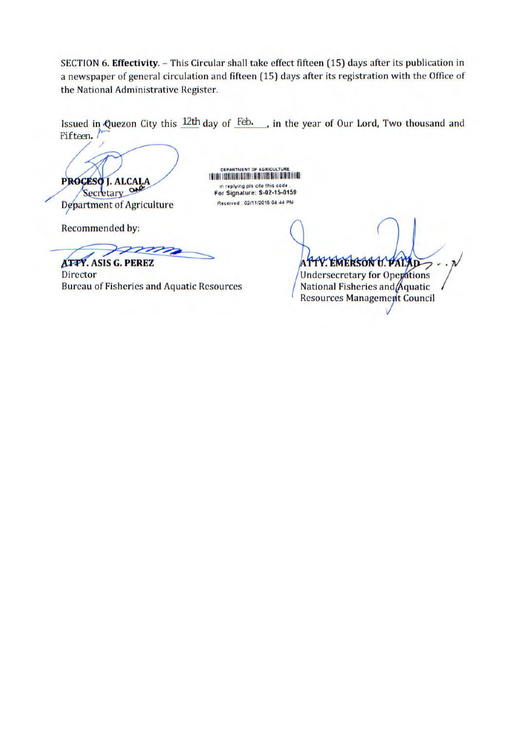SECTION 6. **Effectivity.** – This Circular shall take effect fifteen (15) days after its publication in a newspaper of general circulation and fifteen (15) days after its registration with the Office of the National Administrative Register.

Issued in Quezon City this 12th day of Feb. , in the year of Our Lord, Two thousand and Fifteen.

**PROCESO J. ALCALA**
Secretary
Department of Agriculture

DEPARTMENT OF AGRICULTURE
in replying pls cite this code :
For Signature: S-02-15-0159
Received : 02/11/2015 04:44 PM

Recommended by:

**ATTY. ASIS G. PEREZ**
Director
Bureau of Fisheries and Aquatic Resources

**ATTY. EMERSON U. PALAD**
Undersecretary for Operations
National Fisheries and Aquatic Resources Management Council